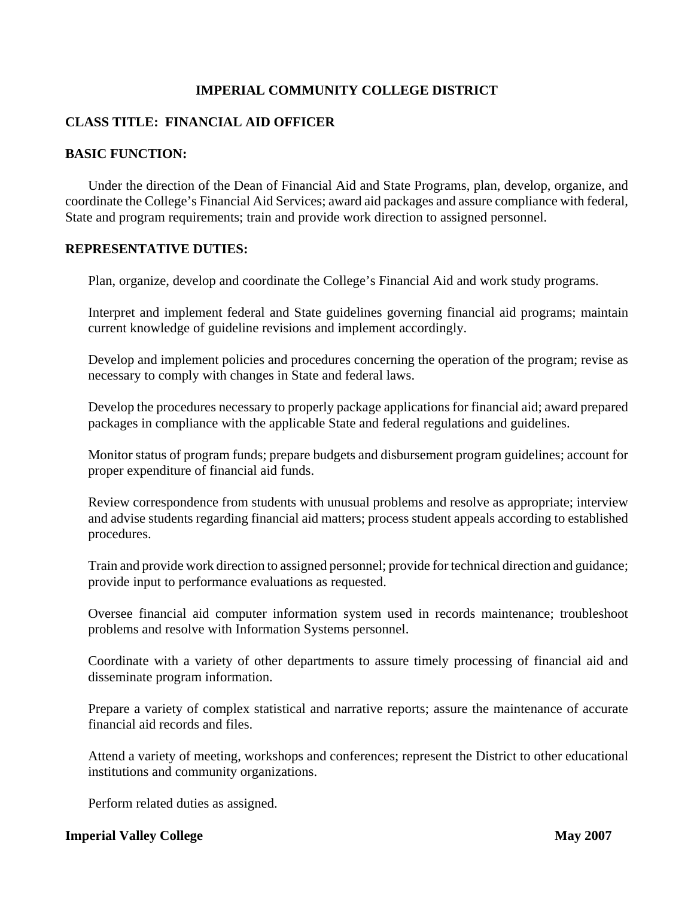# IMPERIAL COMMUNITY COLLEGE DISTRICT

## CLASS TITLE: FINANCIAL AID OFFICER

## BASIC FUNCTION:

Under the direction of the Dean of Financial Aid and State Programs, plan, develop, organize, and coordinate the College's Financial Aid Services; award aid packages and assure compliance with federal, State and program requirements; train and provide work direction to assigned personnel.

## REPRESENTATIVE DUTIES:

Plan, organize, develop and coordinate the College's Financial Aid and work study programs.

Interpret and implement federal and State guidelines governing financial aid programs; maintain current knowledge of guideline revisions and implement accordingly.

Develop and implement policies and procedures concerning the operation of the program; revise as necessary to comply with changes in State and federal laws.

Develop the procedures necessary to properly package applications for financial aid; award prepared packages in compliance with the applicable State and federal regulations and guidelines.

Monitor status of program funds; prepare budgets and disbursement program guidelines; account for proper expenditure of financial aid funds.

Review correspondence from students with unusual problems and resolve as appropriate; interview and advise students regarding financial aid matters; process student appeals according to established procedures.

Train and provide work direction to assigned personnel; provide for technical direction and guidance; provide input to performance evaluations as requested.

Oversee financial aid computer information system used in records maintenance; troubleshoot problems and resolve with Information Systems personnel.

Coordinate with a variety of other departments to assure timely processing of financial aid and disseminate program information.

Prepare a variety of complex statistical and narrative reports; assure the maintenance of accurate financial aid records and files.

Attend a variety of meeting, workshops and conferences; represent the District to other educational institutions and community organizations.

Perform related duties as assigned.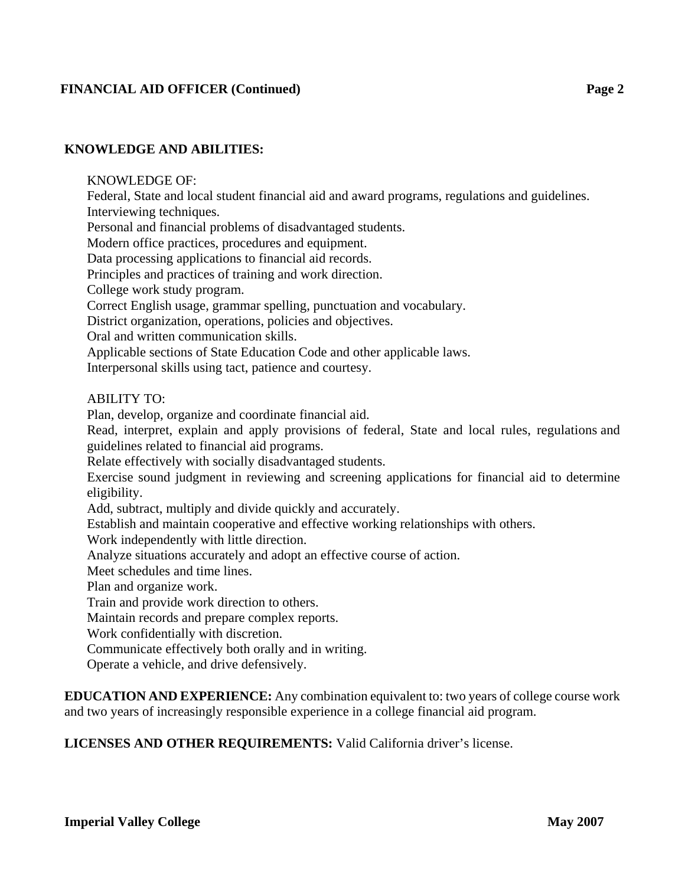## KNOWLEDGE AND ABILITIES:

KNOWLEDGE OF:

Federal, State and local student financial aid and award programs, regulations and guidelines.
Interviewing techniques.
Personal and financial problems of disadvantaged students.
Modern office practices, procedures and equipment.
Data processing applications to financial aid records.
Principles and practices of training and work direction.
College work study program.
Correct English usage, grammar spelling, punctuation and vocabulary.
District organization, operations, policies and objectives.
Oral and written communication skills.
Applicable sections of State Education Code and other applicable laws.
Interpersonal skills using tact, patience and courtesy.

ABILITY TO:

Plan, develop, organize and coordinate financial aid.
Read, interpret, explain and apply provisions of federal, State and local rules, regulations and guidelines related to financial aid programs.
Relate effectively with socially disadvantaged students.
Exercise sound judgment in reviewing and screening applications for financial aid to determine eligibility.
Add, subtract, multiply and divide quickly and accurately.
Establish and maintain cooperative and effective working relationships with others.
Work independently with little direction.
Analyze situations accurately and adopt an effective course of action.
Meet schedules and time lines.
Plan and organize work.
Train and provide work direction to others.
Maintain records and prepare complex reports.
Work confidentially with discretion.
Communicate effectively both orally and in writing.
Operate a vehicle, and drive defensively.

**EDUCATION AND EXPERIENCE:** Any combination equivalent to: two years of college course work and two years of increasingly responsible experience in a college financial aid program.

**LICENSES AND OTHER REQUIREMENTS:** Valid California driver's license.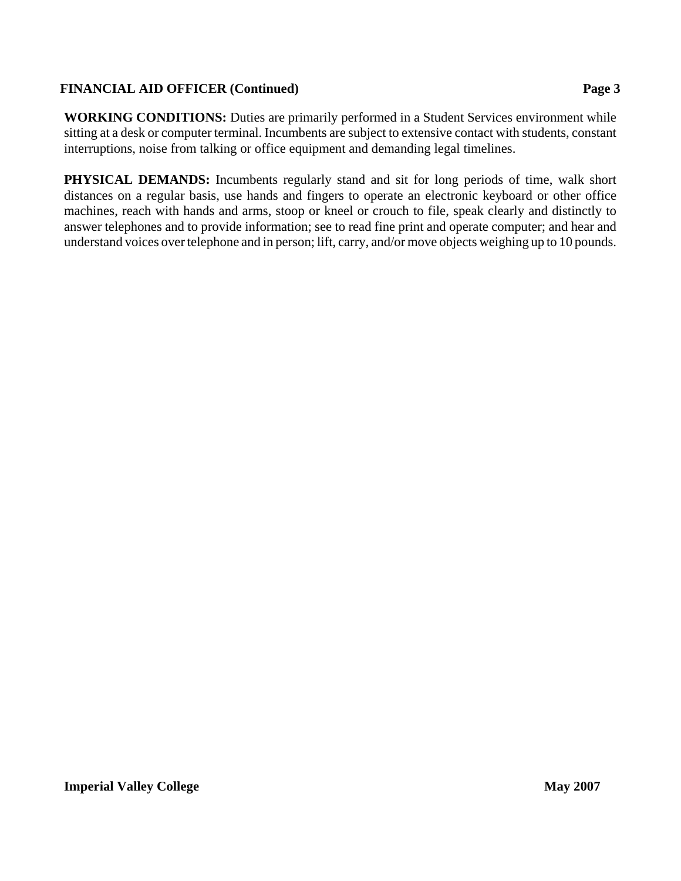**WORKING CONDITIONS:** Duties are primarily performed in a Student Services environment while sitting at a desk or computer terminal. Incumbents are subject to extensive contact with students, constant interruptions, noise from talking or office equipment and demanding legal timelines.

**PHYSICAL DEMANDS:** Incumbents regularly stand and sit for long periods of time, walk short distances on a regular basis, use hands and fingers to operate an electronic keyboard or other office machines, reach with hands and arms, stoop or kneel or crouch to file, speak clearly and distinctly to answer telephones and to provide information; see to read fine print and operate computer; and hear and understand voices over telephone and in person; lift, carry, and/or move objects weighing up to 10 pounds.